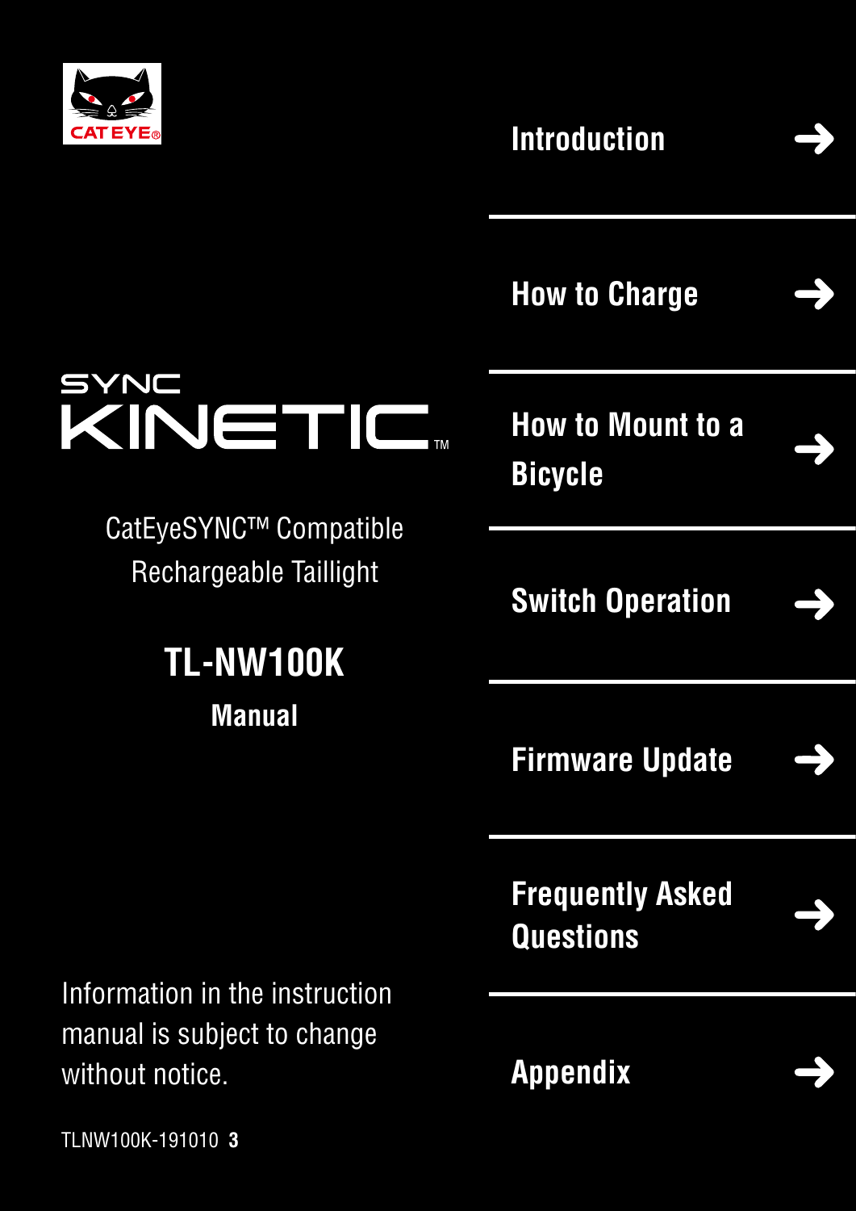CAT EYE

# SYNC KINETIC™

CatEyeSYNC™ Compatible Rechargeable Taillight

## TL-NW100K

**Manual**

- Introduction →
- How to Charge →
- How to Mount to a Bicycle →
- Switch Operation →
- Firmware Update →
- Frequently Asked Questions →
- Appendix →

Information in the instruction manual is subject to change without notice.

TLNW100K-191010 **3**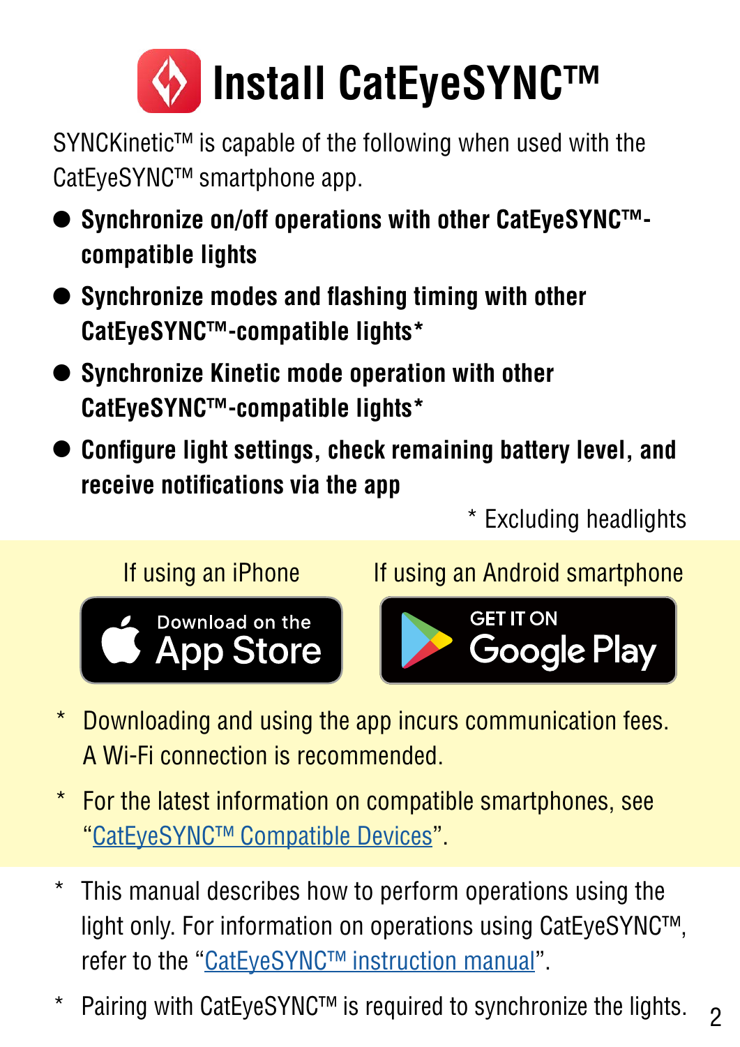# Install CatEyeSYNC™

SYNCKinetic™ is capable of the following when used with the CatEyeSYNC™ smartphone app.

- **Synchronize on/off operations with other CatEyeSYNC™-compatible lights**
- **Synchronize modes and flashing timing with other CatEyeSYNC™-compatible lights***
- **Synchronize Kinetic mode operation with other CatEyeSYNC™-compatible lights***
- **Configure light settings, check remaining battery level, and receive notifications via the app**

\* Excluding headlights

If using an iPhone: Download on the App Store

If using an Android smartphone: GET IT ON Google Play

\* Downloading and using the app incurs communication fees. A Wi-Fi connection is recommended.

\* For the latest information on compatible smartphones, see "CatEyeSYNC™ Compatible Devices".

\* This manual describes how to perform operations using the light only. For information on operations using CatEyeSYNC™, refer to the "CatEyeSYNC™ instruction manual".

\* Pairing with CatEyeSYNC™ is required to synchronize the lights.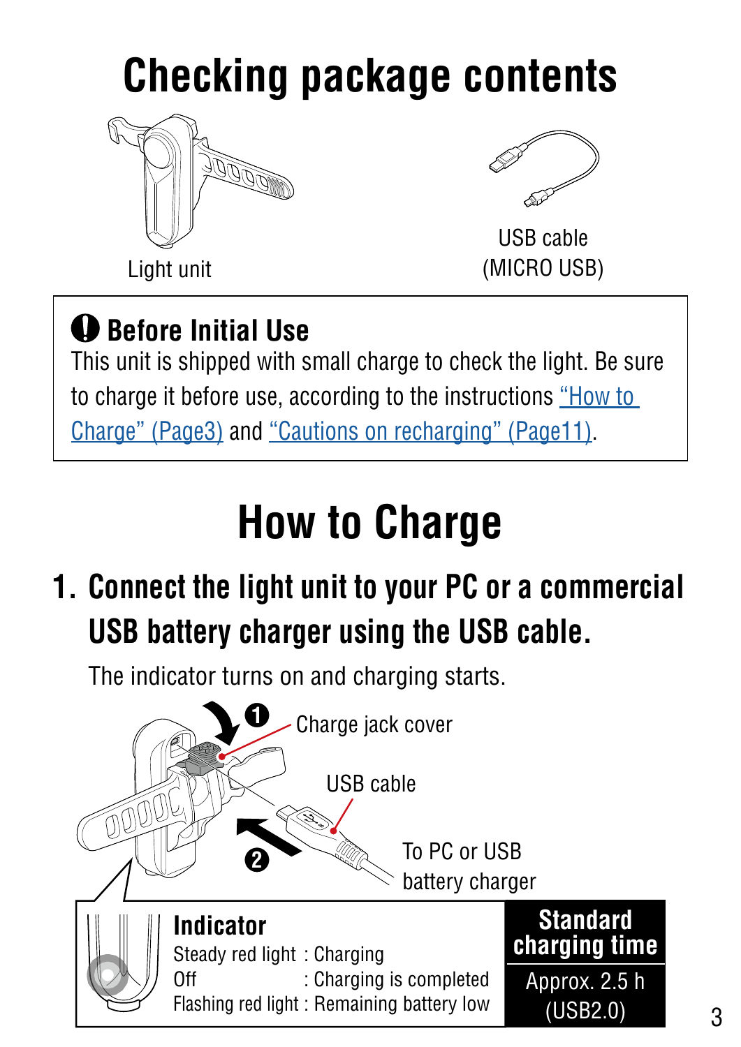# Checking package contents

Light unit

USB cable
(MICRO USB)

> **Before Initial Use**
> This unit is shipped with small charge to check the light. Be sure to charge it before use, according to the instructions “How to Charge” (Page3) and “Cautions on recharging” (Page11).

# How to Charge

## 1. Connect the light unit to your PC or a commercial USB battery charger using the USB cable.

The indicator turns on and charging starts.

❶ Charge jack cover

USB cable

❷ To PC or USB battery charger

**Indicator**

Steady red light : Charging
Off : Charging is completed
Flashing red light : Remaining battery low

| Standard charging time |
|---|
| Approx. 2.5 h (USB2.0) |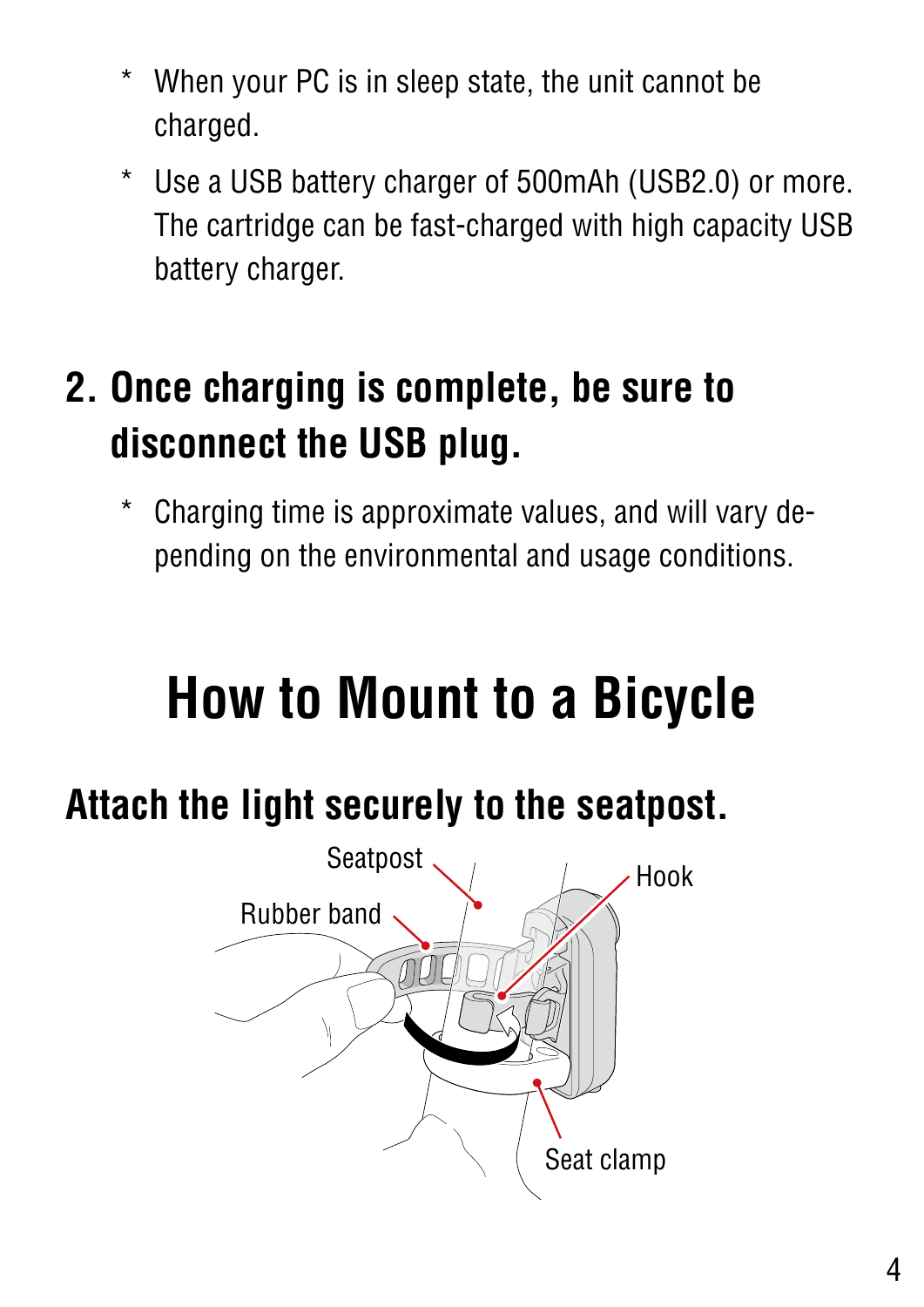* When your PC is in sleep state, the unit cannot be charged.

* Use a USB battery charger of 500mAh (USB2.0) or more. The cartridge can be fast-charged with high capacity USB battery charger.

## 2. Once charging is complete, be sure to disconnect the USB plug.

* Charging time is approximate values, and will vary depending on the environmental and usage conditions.

# How to Mount to a Bicycle

## Attach the light securely to the seatpost.

Seatpost

Rubber band

Hook

Seat clamp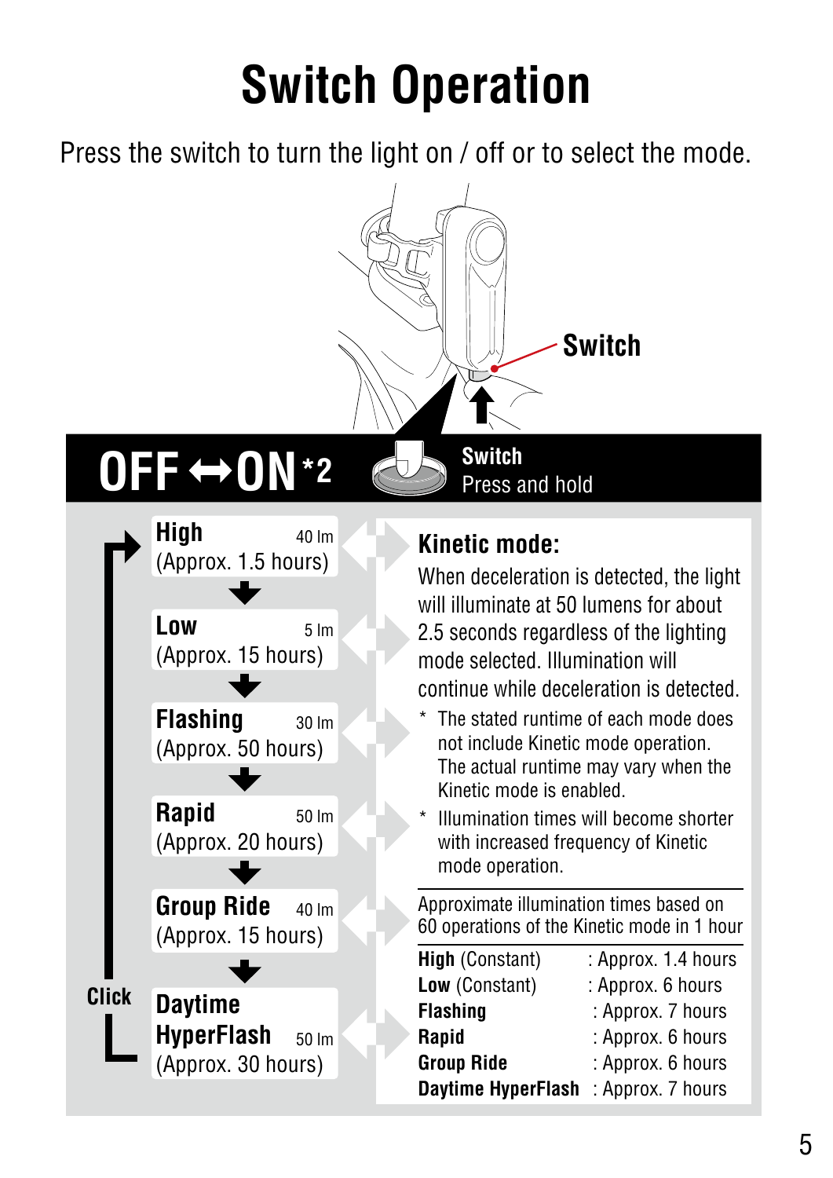# Switch Operation

Press the switch to turn the light on / off or to select the mode.

Switch

**OFF ↔ ON** *2

**Switch**
Press and hold

**High** 40 lm
(Approx. 1.5 hours)

**Low** 5 lm
(Approx. 15 hours)

**Flashing** 30 lm
(Approx. 50 hours)

**Rapid** 50 lm
(Approx. 20 hours)

**Group Ride** 40 lm
(Approx. 15 hours)

**Daytime HyperFlash** 50 lm
(Approx. 30 hours)

Click

## Kinetic mode:

When deceleration is detected, the light will illuminate at 50 lumens for about 2.5 seconds regardless of the lighting mode selected. Illumination will continue while deceleration is detected.

- * The stated runtime of each mode does not include Kinetic mode operation. The actual runtime may vary when the Kinetic mode is enabled.
- * Illumination times will become shorter with increased frequency of Kinetic mode operation.

Approximate illumination times based on 60 operations of the Kinetic mode in 1 hour

| Mode | Time |
|---|---|
| **High** (Constant) | : Approx. 1.4 hours |
| **Low** (Constant) | : Approx. 6 hours |
| **Flashing** | : Approx. 7 hours |
| **Rapid** | : Approx. 6 hours |
| **Group Ride** | : Approx. 6 hours |
| **Daytime HyperFlash** | : Approx. 7 hours |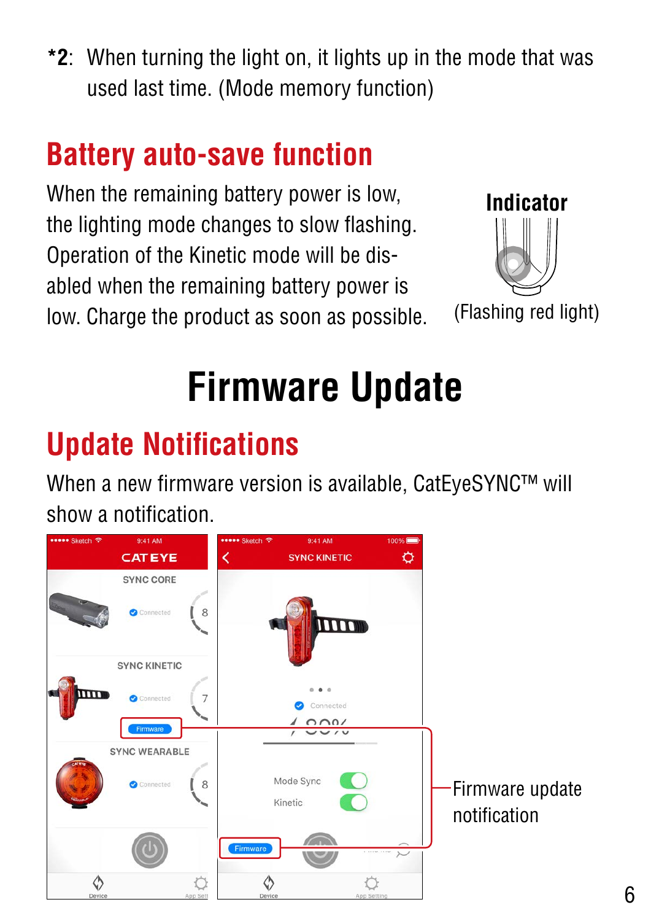*2: When turning the light on, it lights up in the mode that was used last time. (Mode memory function)

## Battery auto-save function

When the remaining battery power is low, the lighting mode changes to slow flashing. Operation of the Kinetic mode will be disabled when the remaining battery power is low. Charge the product as soon as possible.

**Indicator**

(Flashing red light)

# Firmware Update

## Update Notifications

When a new firmware version is available, CatEyeSYNC™ will show a notification.

Firmware update notification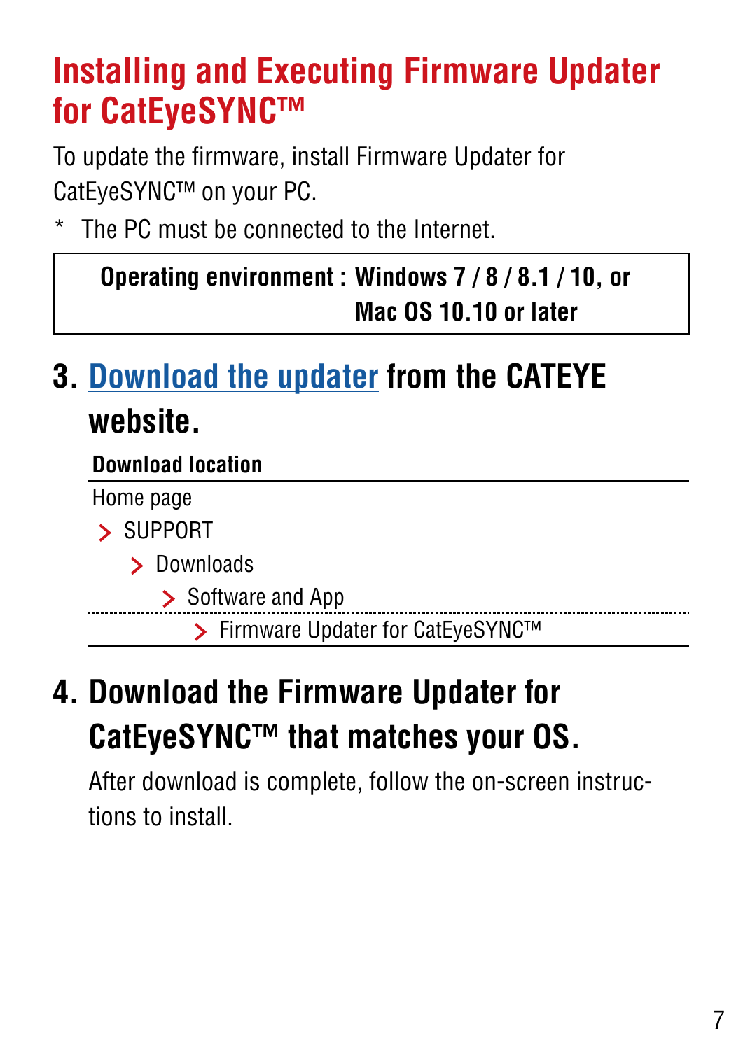# Installing and Executing Firmware Updater for CatEyeSYNC™

To update the firmware, install Firmware Updater for CatEyeSYNC™ on your PC.

\* The PC must be connected to the Internet.

| **Operating environment :** | **Windows 7 / 8 / 8.1 / 10, or Mac OS 10.10 or later** |
|---|---|

## 3. Download the updater from the CATEYE website.

| **Download location** |
|---|
| Home page |
| > SUPPORT |
| > Downloads |
| > Software and App |
| > Firmware Updater for CatEyeSYNC™ |

## 4. Download the Firmware Updater for CatEyeSYNC™ that matches your OS.

After download is complete, follow the on-screen instructions to install.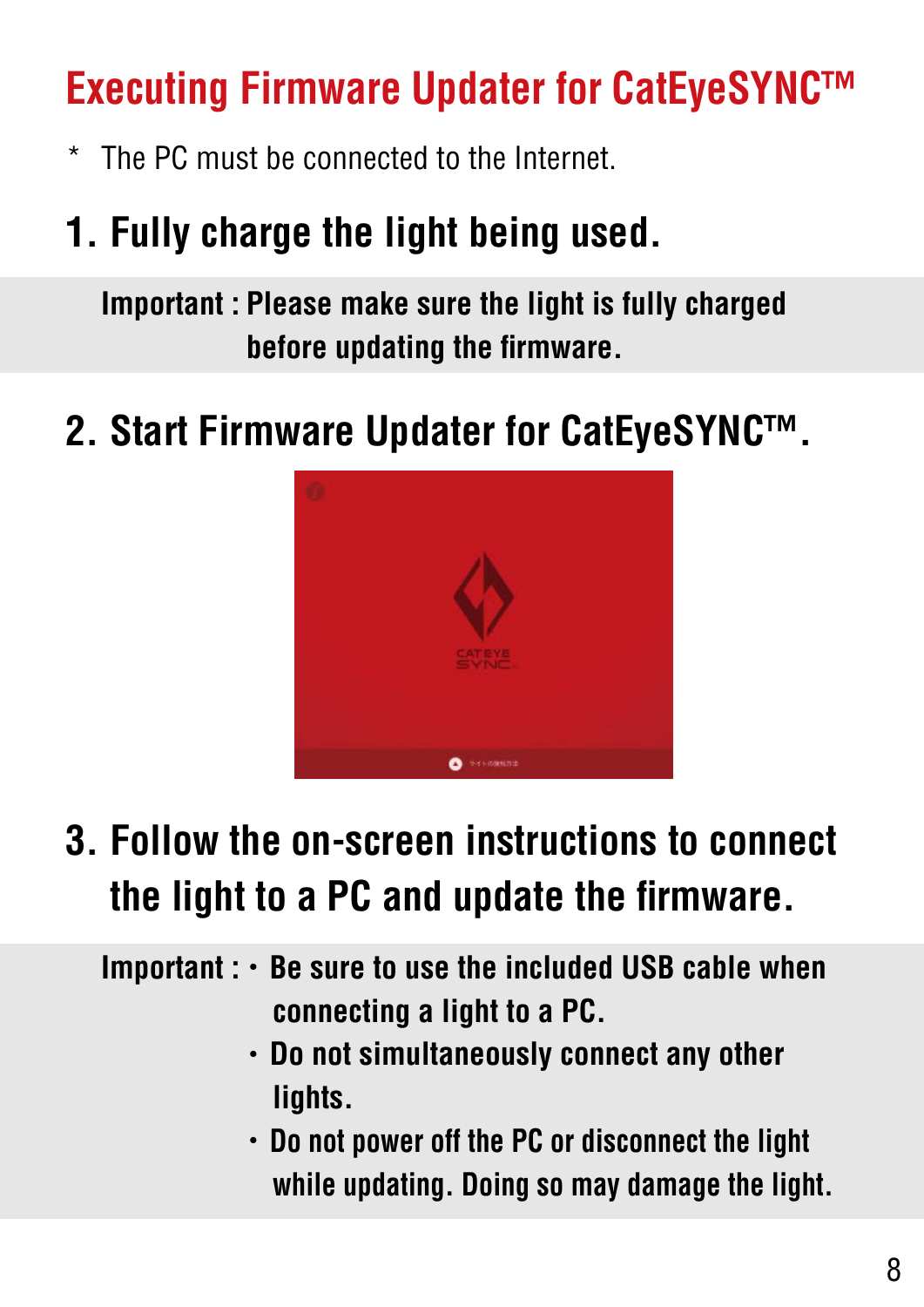# Executing Firmware Updater for CatEyeSYNC™

\* The PC must be connected to the Internet.

## 1. Fully charge the light being used.

**Important : Please make sure the light is fully charged before updating the firmware.**

## 2. Start Firmware Updater for CatEyeSYNC™.

## 3. Follow the on-screen instructions to connect the light to a PC and update the firmware.

**Important :**

- **Be sure to use the included USB cable when connecting a light to a PC.**
- **Do not simultaneously connect any other lights.**
- **Do not power off the PC or disconnect the light while updating. Doing so may damage the light.**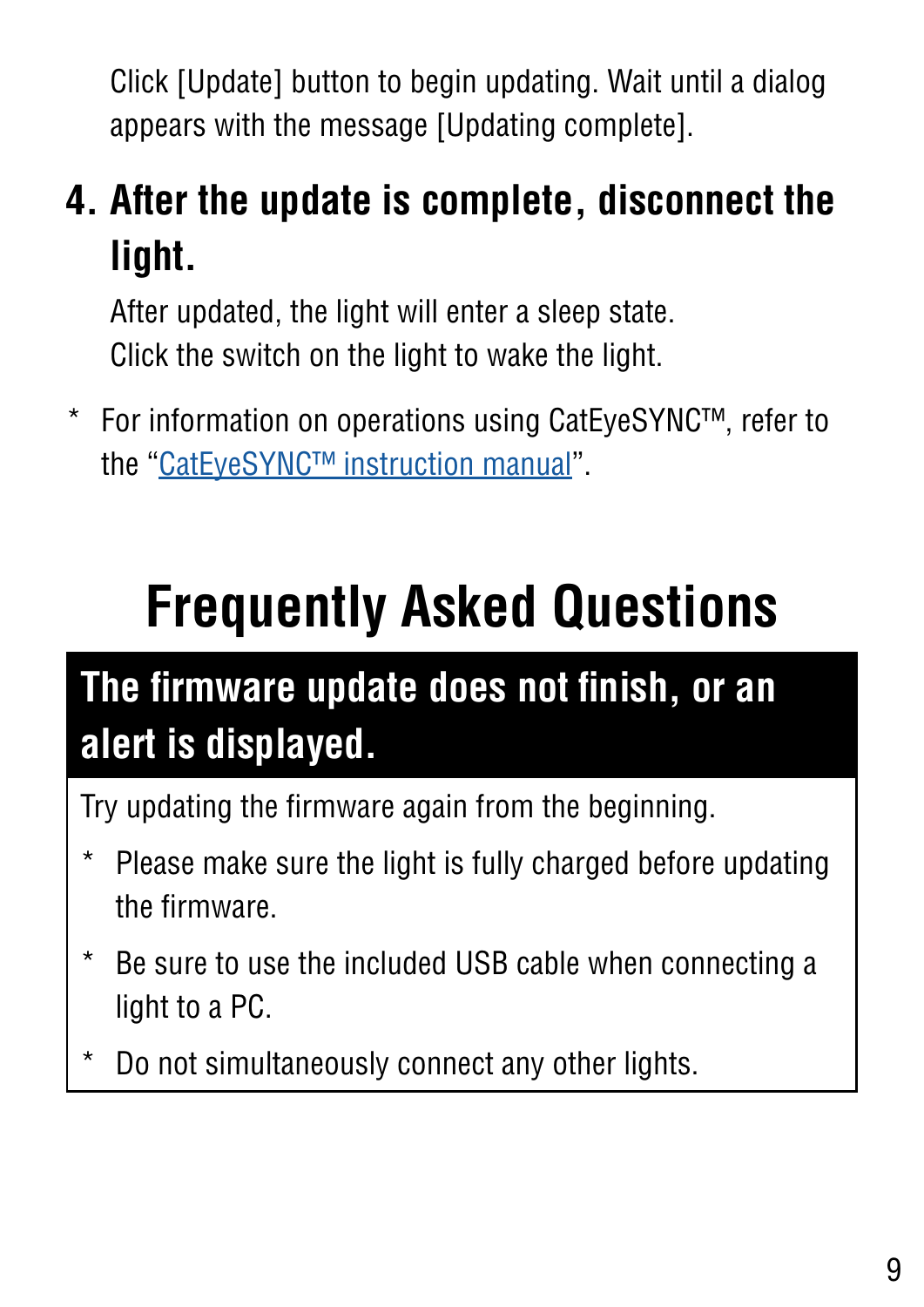Click [Update] button to begin updating. Wait until a dialog appears with the message [Updating complete].

### 4. After the update is complete, disconnect the light.

After updated, the light will enter a sleep state.
Click the switch on the light to wake the light.

* For information on operations using CatEyeSYNC™, refer to the “CatEyeSYNC™ instruction manual”.

# Frequently Asked Questions

## The firmware update does not finish, or an alert is displayed.

Try updating the firmware again from the beginning.

* Please make sure the light is fully charged before updating the firmware.
* Be sure to use the included USB cable when connecting a light to a PC.
* Do not simultaneously connect any other lights.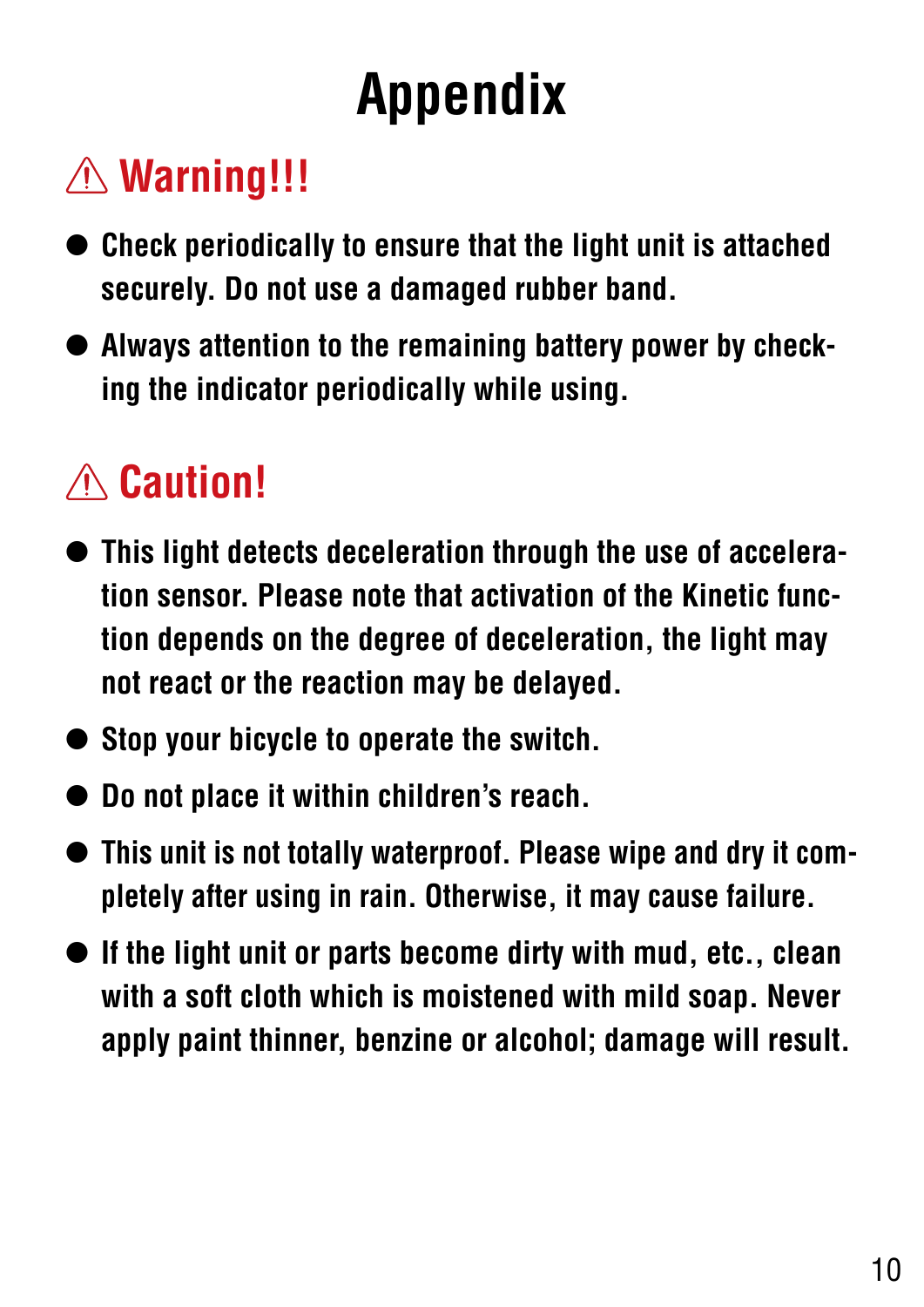# Appendix

## ⚠ Warning!!!

- Check periodically to ensure that the light unit is attached securely. Do not use a damaged rubber band.
- Always attention to the remaining battery power by checking the indicator periodically while using.

## ⚠ Caution!

- This light detects deceleration through the use of acceleration sensor. Please note that activation of the Kinetic function depends on the degree of deceleration, the light may not react or the reaction may be delayed.
- Stop your bicycle to operate the switch.
- Do not place it within children's reach.
- This unit is not totally waterproof. Please wipe and dry it completely after using in rain. Otherwise, it may cause failure.
- If the light unit or parts become dirty with mud, etc., clean with a soft cloth which is moistened with mild soap. Never apply paint thinner, benzine or alcohol; damage will result.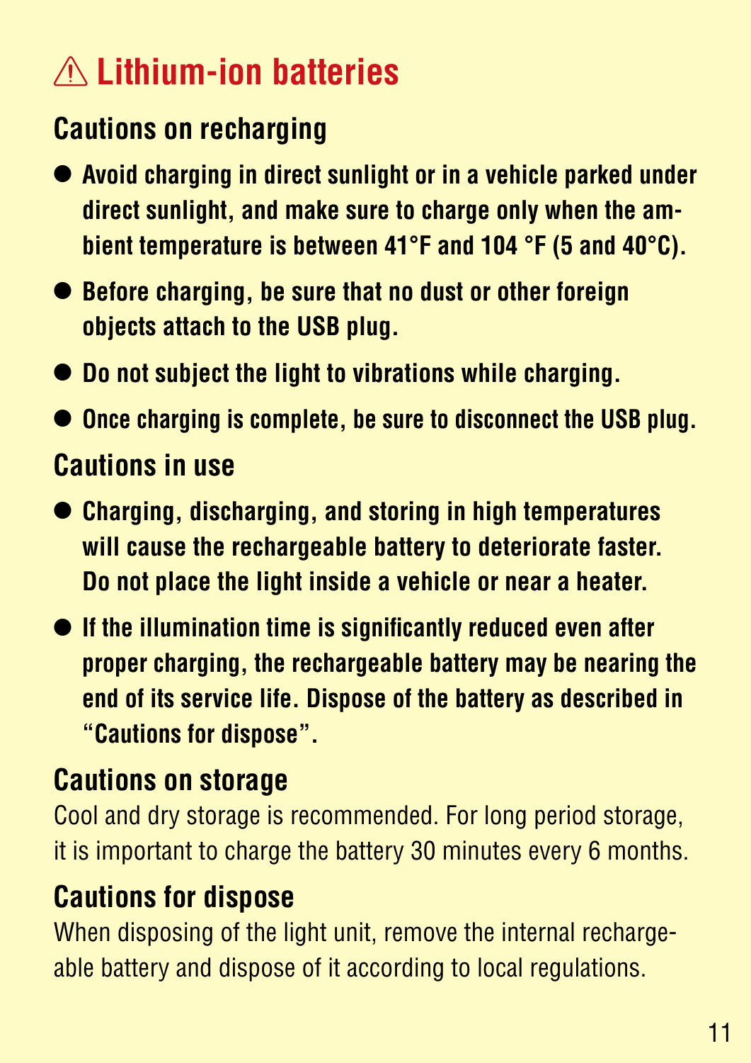# ⚠ Lithium-ion batteries

## Cautions on recharging

- **Avoid charging in direct sunlight or in a vehicle parked under direct sunlight, and make sure to charge only when the ambient temperature is between 41°F and 104 °F (5 and 40°C).**
- **Before charging, be sure that no dust or other foreign objects attach to the USB plug.**
- **Do not subject the light to vibrations while charging.**
- **Once charging is complete, be sure to disconnect the USB plug.**

## Cautions in use

- **Charging, discharging, and storing in high temperatures will cause the rechargeable battery to deteriorate faster. Do not place the light inside a vehicle or near a heater.**
- **If the illumination time is significantly reduced even after proper charging, the rechargeable battery may be nearing the end of its service life. Dispose of the battery as described in "Cautions for dispose".**

## Cautions on storage

Cool and dry storage is recommended. For long period storage, it is important to charge the battery 30 minutes every 6 months.

## Cautions for dispose

When disposing of the light unit, remove the internal rechargeable battery and dispose of it according to local regulations.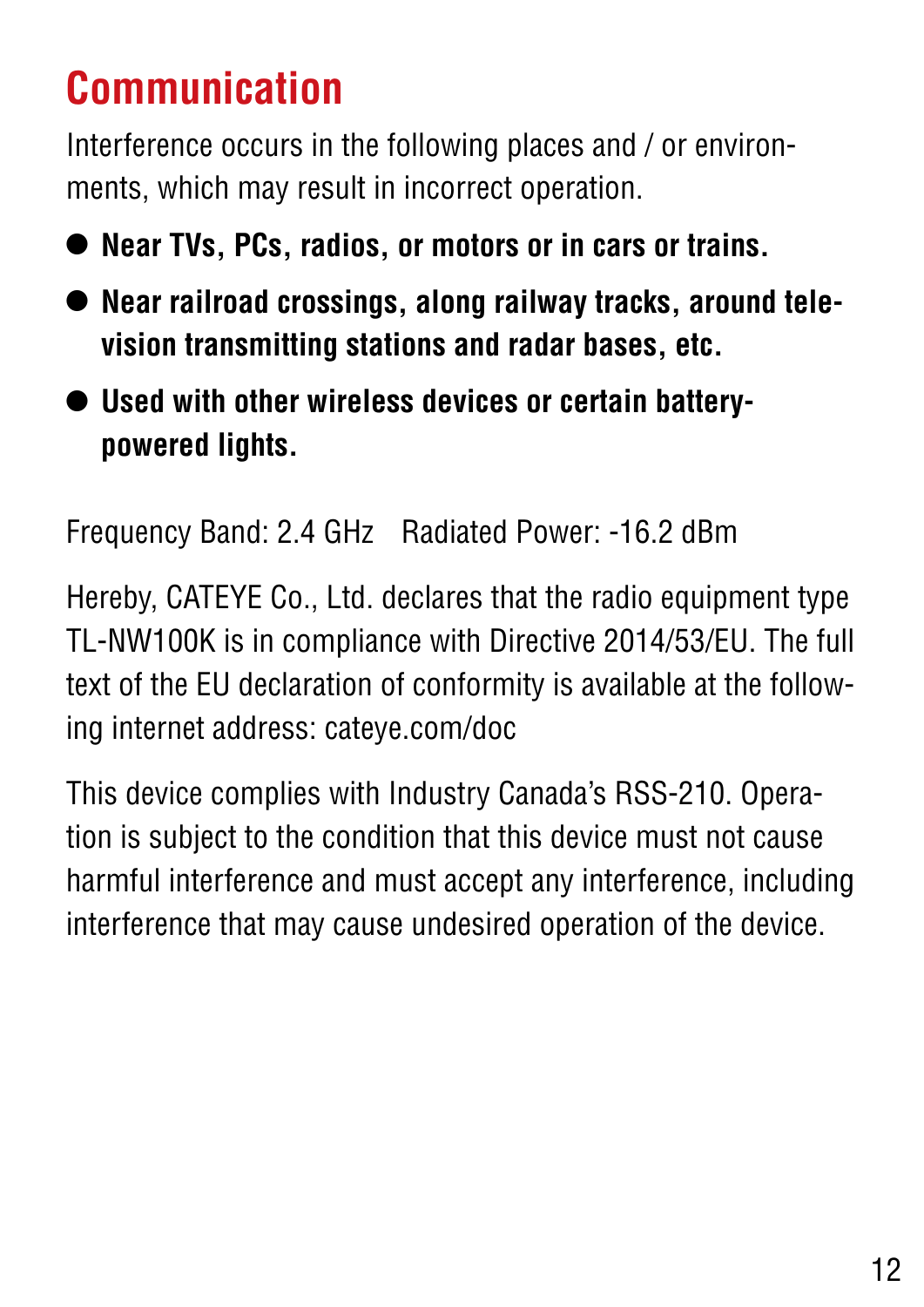# Communication

Interference occurs in the following places and / or environments, which may result in incorrect operation.

- **Near TVs, PCs, radios, or motors or in cars or trains.**
- **Near railroad crossings, along railway tracks, around television transmitting stations and radar bases, etc.**
- **Used with other wireless devices or certain battery-powered lights.**

Frequency Band: 2.4 GHz  Radiated Power: -16.2 dBm

Hereby, CATEYE Co., Ltd. declares that the radio equipment type TL-NW100K is in compliance with Directive 2014/53/EU. The full text of the EU declaration of conformity is available at the following internet address: cateye.com/doc

This device complies with Industry Canada's RSS-210. Operation is subject to the condition that this device must not cause harmful interference and must accept any interference, including interference that may cause undesired operation of the device.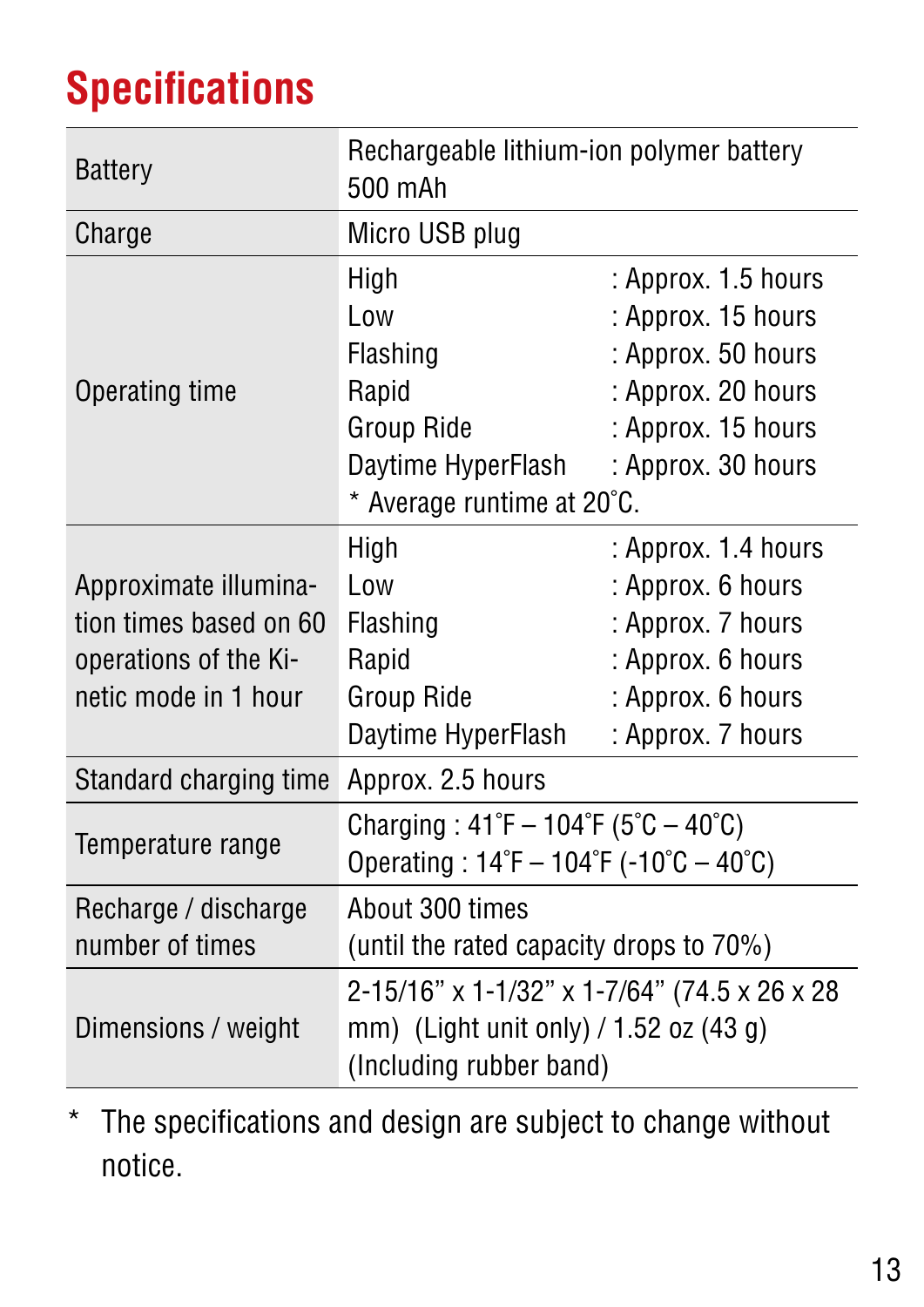# Specifications

| | |
|---|---|
| Battery | Rechargeable lithium-ion polymer battery<br>500 mAh |
| Charge | Micro USB plug |
| Operating time | High : Approx. 1.5 hours<br>Low : Approx. 15 hours<br>Flashing : Approx. 50 hours<br>Rapid : Approx. 20 hours<br>Group Ride : Approx. 15 hours<br>Daytime HyperFlash : Approx. 30 hours<br>* Average runtime at 20˚C. |
| Approximate illumination times based on 60 operations of the Kinetic mode in 1 hour | High : Approx. 1.4 hours<br>Low : Approx. 6 hours<br>Flashing : Approx. 7 hours<br>Rapid : Approx. 6 hours<br>Group Ride : Approx. 6 hours<br>Daytime HyperFlash : Approx. 7 hours |
| Standard charging time | Approx. 2.5 hours |
| Temperature range | Charging : 41˚F – 104˚F (5˚C – 40˚C)<br>Operating : 14˚F – 104˚F (-10˚C – 40˚C) |
| Recharge / discharge number of times | About 300 times<br>(until the rated capacity drops to 70%) |
| Dimensions / weight | 2-15/16" x 1-1/32" x 1-7/64" (74.5 x 26 x 28 mm) (Light unit only) / 1.52 oz (43 g)<br>(Including rubber band) |

* The specifications and design are subject to change without notice.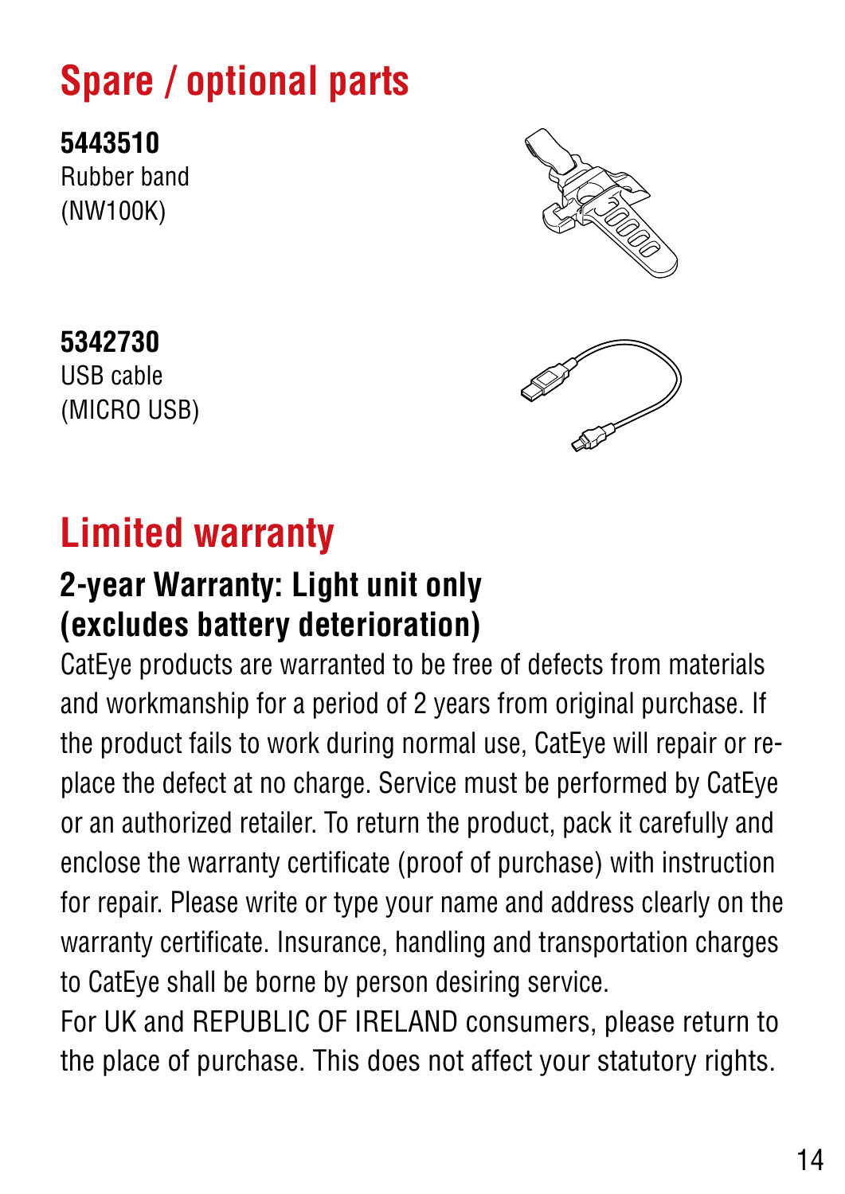# Spare / optional parts

**5443510**
Rubber band
(NW100K)

**5342730**
USB cable
(MICRO USB)

# Limited warranty

## 2-year Warranty: Light unit only (excludes battery deterioration)

CatEye products are warranted to be free of defects from materials and workmanship for a period of 2 years from original purchase. If the product fails to work during normal use, CatEye will repair or replace the defect at no charge. Service must be performed by CatEye or an authorized retailer. To return the product, pack it carefully and enclose the warranty certificate (proof of purchase) with instruction for repair. Please write or type your name and address clearly on the warranty certificate. Insurance, handling and transportation charges to CatEye shall be borne by person desiring service.
For UK and REPUBLIC OF IRELAND consumers, please return to the place of purchase. This does not affect your statutory rights.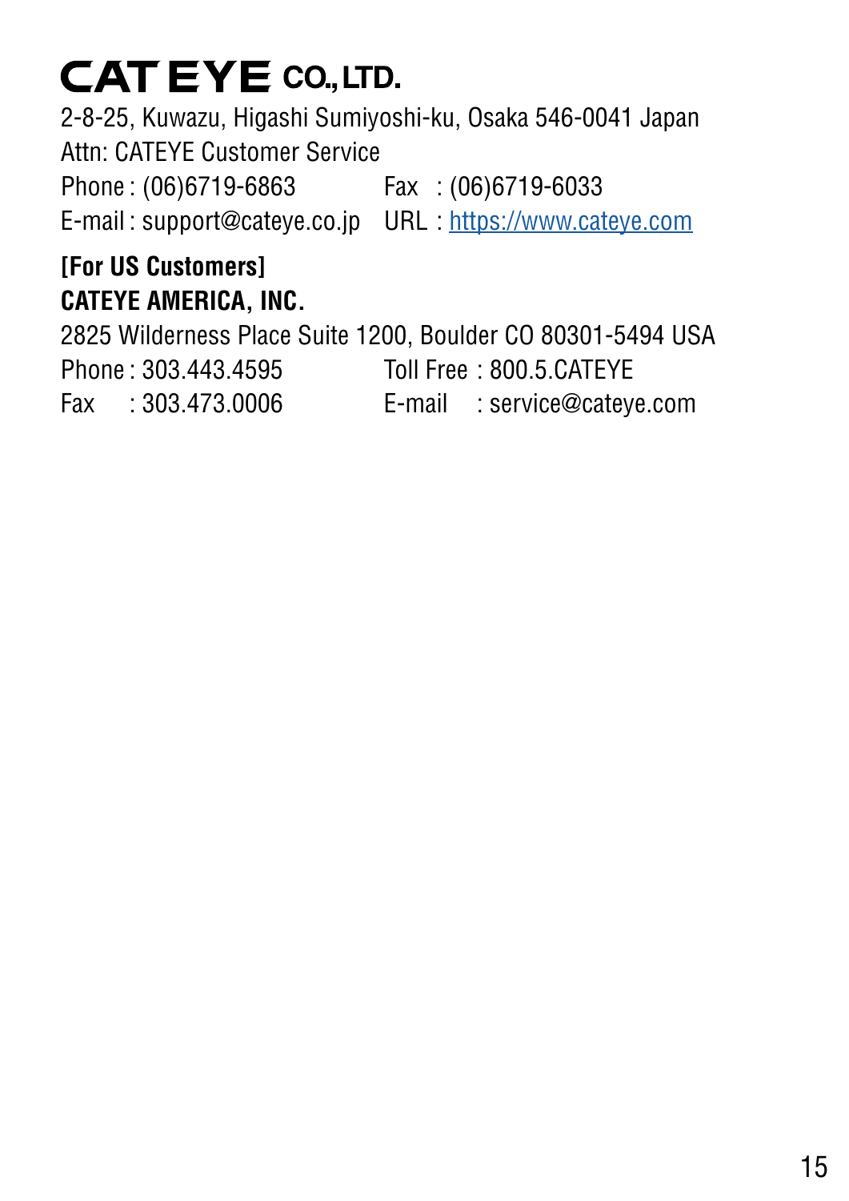# CATEYE CO., LTD.

2-8-25, Kuwazu, Higashi Sumiyoshi-ku, Osaka 546-0041 Japan
Attn: CATEYE Customer Service
Phone : (06)6719-6863　　Fax : (06)6719-6033
E-mail : support@cateye.co.jp　　URL : https://www.cateye.com

**[For US Customers]**
**CATEYE AMERICA, INC.**

2825 Wilderness Place Suite 1200, Boulder CO 80301-5494 USA
Phone : 303.443.4595　　Toll Free : 800.5.CATEYE
Fax : 303.473.0006　　E-mail : service@cateye.com